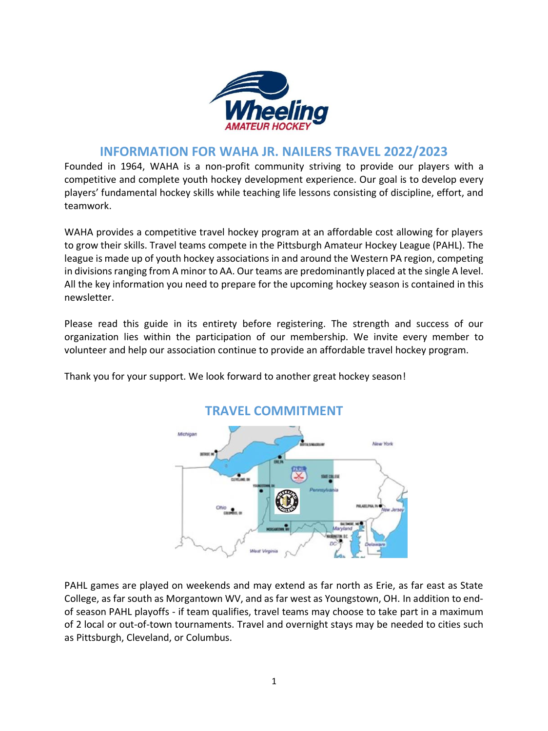# INFORMATION FOR WAHA JR. NAILERS TRAVEL 2022/2023

Founded in 1964, WAHA is a non-profit community striving to provide our players with a competitive and complete youth hockey development experience. Our goal is to develop every players' fundamental hockey skills while teaching life lessons consisting of discipline, effort, and teamwork.

WAHA provides a competitive travel hockey program at an affordable cost allowing for players to grow their skills. Travel teams compete in the Pittsburgh Amateur Hockey League (PAHL). The league is made up of youth hockey associations in and around the Western PA region, competing in divisions ranging from A minor to AA. Our teams are predominantly placed at the single A level. All the key information you need to prepare for the upcoming hockey season is contained in this newsletter.

Please read this guide in its entirety before registering. The strength and success of our organization lies within the participation of our membership. We invite every member to volunteer and help our association continue to provide an affordable travel hockey program.

Thank you for your support. We look forward to another great hockey season!

## TRAVEL COMMITMENT

PAHL games are played on weekends and may extend as far north as Erie, as far east as State College, as far south as Morgantown WV, and as far west as Youngstown, OH. In addition to end-of season PAHL playoffs - if team qualifies, travel teams may choose to take part in a maximum of 2 local or out-of-town tournaments. Travel and overnight stays may be needed to cities such as Pittsburgh, Cleveland, or Columbus.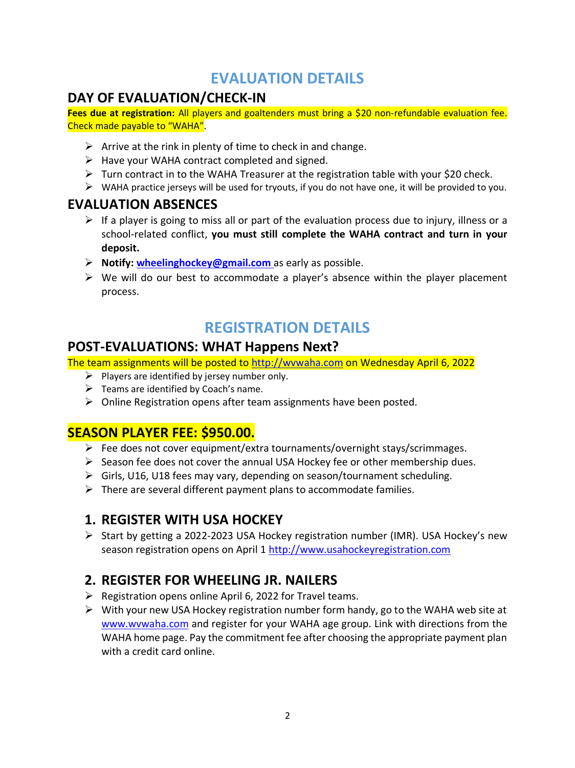# EVALUATION DETAILS

## DAY OF EVALUATION/CHECK-IN

**Fees due at registration:** All players and goaltenders must bring a $20 non-refundable evaluation fee. Check made payable to "WAHA".

- Arrive at the rink in plenty of time to check in and change.
- Have your WAHA contract completed and signed.
- Turn contract in to the WAHA Treasurer at the registration table with your $20 check.
- WAHA practice jerseys will be used for tryouts, if you do not have one, it will be provided to you.

## EVALUATION ABSENCES

- If a player is going to miss all or part of the evaluation process due to injury, illness or a school-related conflict, **you must still complete the WAHA contract and turn in your deposit.**
- **Notify: wheelinghockey@gmail.com** as early as possible.
- We will do our best to accommodate a player's absence within the player placement process.

# REGISTRATION DETAILS

## POST-EVALUATIONS: WHAT Happens Next?

The team assignments will be posted to http://wvwaha.com on Wednesday April 6, 2022

- Players are identified by jersey number only.
- Teams are identified by Coach's name.
- Online Registration opens after team assignments have been posted.

## SEASON PLAYER FEE: $950.00.

- Fee does not cover equipment/extra tournaments/overnight stays/scrimmages.
- Season fee does not cover the annual USA Hockey fee or other membership dues.
- Girls, U16, U18 fees may vary, depending on season/tournament scheduling.
- There are several different payment plans to accommodate families.

### 1. REGISTER WITH USA HOCKEY

- Start by getting a 2022-2023 USA Hockey registration number (IMR). USA Hockey's new season registration opens on April 1 http://www.usahockeyregistration.com

### 2. REGISTER FOR WHEELING JR. NAILERS

- Registration opens online April 6, 2022 for Travel teams.
- With your new USA Hockey registration number form handy, go to the WAHA web site at www.wvwaha.com and register for your WAHA age group. Link with directions from the WAHA home page. Pay the commitment fee after choosing the appropriate payment plan with a credit card online.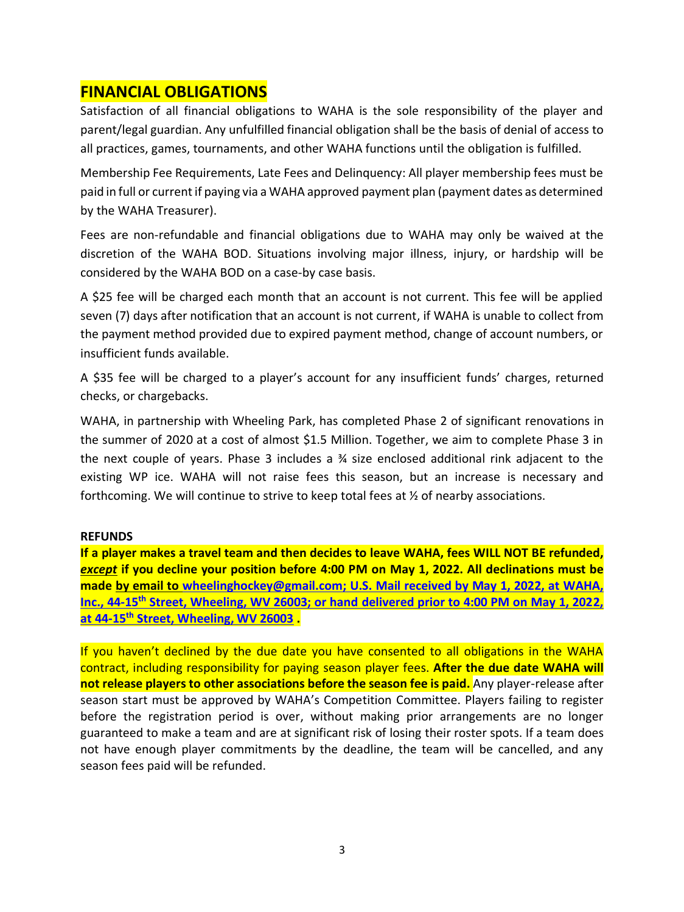## FINANCIAL OBLIGATIONS

Satisfaction of all financial obligations to WAHA is the sole responsibility of the player and parent/legal guardian. Any unfulfilled financial obligation shall be the basis of denial of access to all practices, games, tournaments, and other WAHA functions until the obligation is fulfilled.

Membership Fee Requirements, Late Fees and Delinquency: All player membership fees must be paid in full or current if paying via a WAHA approved payment plan (payment dates as determined by the WAHA Treasurer).

Fees are non-refundable and financial obligations due to WAHA may only be waived at the discretion of the WAHA BOD. Situations involving major illness, injury, or hardship will be considered by the WAHA BOD on a case-by case basis.

A $25 fee will be charged each month that an account is not current. This fee will be applied seven (7) days after notification that an account is not current, if WAHA is unable to collect from the payment method provided due to expired payment method, change of account numbers, or insufficient funds available.

A $35 fee will be charged to a player's account for any insufficient funds' charges, returned checks, or chargebacks.

WAHA, in partnership with Wheeling Park, has completed Phase 2 of significant renovations in the summer of 2020 at a cost of almost $1.5 Million. Together, we aim to complete Phase 3 in the next couple of years. Phase 3 includes a ¾ size enclosed additional rink adjacent to the existing WP ice. WAHA will not raise fees this season, but an increase is necessary and forthcoming. We will continue to strive to keep total fees at ½ of nearby associations.

**REFUNDS**

**If a player makes a travel team and then decides to leave WAHA, fees WILL NOT BE refunded, *except* if you decline your position before 4:00 PM on May 1, 2022. All declinations must be made by email to wheelinghockey@gmail.com; U.S. Mail received by May 1, 2022, at WAHA, Inc., 44-15th Street, Wheeling, WV 26003; or hand delivered prior to 4:00 PM on May 1, 2022, at 44-15th Street, Wheeling, WV 26003 .**

If you haven't declined by the due date you have consented to all obligations in the WAHA contract, including responsibility for paying season player fees. **After the due date WAHA will not release players to other associations before the season fee is paid.** Any player-release after season start must be approved by WAHA's Competition Committee. Players failing to register before the registration period is over, without making prior arrangements are no longer guaranteed to make a team and are at significant risk of losing their roster spots. If a team does not have enough player commitments by the deadline, the team will be cancelled, and any season fees paid will be refunded.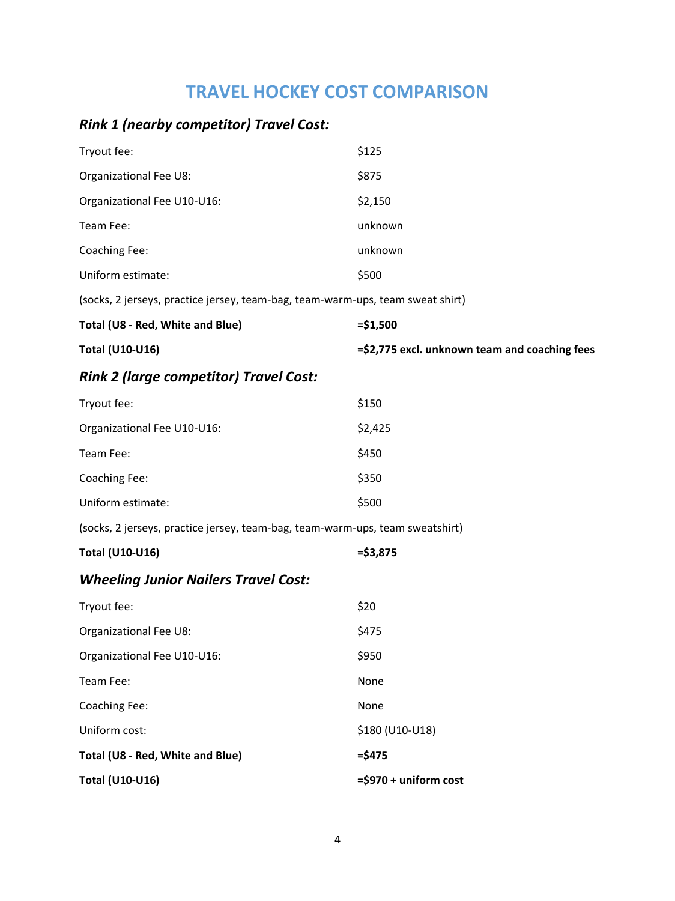# TRAVEL HOCKEY COST COMPARISON

## *Rink 1 (nearby competitor) Travel Cost:*

| | |
|---|---|
| Tryout fee: | $125 |
| Organizational Fee U8: | $875 |
| Organizational Fee U10-U16: | $2,150 |
| Team Fee: | unknown |
| Coaching Fee: | unknown |
| Uniform estimate: | $500 |

(socks, 2 jerseys, practice jersey, team-bag, team-warm-ups, team sweat shirt)

| | |
|---|---|
| **Total (U8 - Red, White and Blue)** | **=$1,500** |
| **Total (U10-U16)** | **=$2,775 excl. unknown team and coaching fees** |

## *Rink 2 (large competitor) Travel Cost:*

| | |
|---|---|
| Tryout fee: | $150 |
| Organizational Fee U10-U16: | $2,425 |
| Team Fee: | $450 |
| Coaching Fee: | $350 |
| Uniform estimate: | $500 |

(socks, 2 jerseys, practice jersey, team-bag, team-warm-ups, team sweatshirt)

| | |
|---|---|
| **Total (U10-U16)** | **=$3,875** |

## *Wheeling Junior Nailers Travel Cost:*

| | |
|---|---|
| Tryout fee: | $20 |
| Organizational Fee U8: | $475 |
| Organizational Fee U10-U16: | $950 |
| Team Fee: | None |
| Coaching Fee: | None |
| Uniform cost: | $180 (U10-U18) |
| **Total (U8 - Red, White and Blue)** | **=$475** |
| **Total (U10-U16)** | **=$970 + uniform cost** |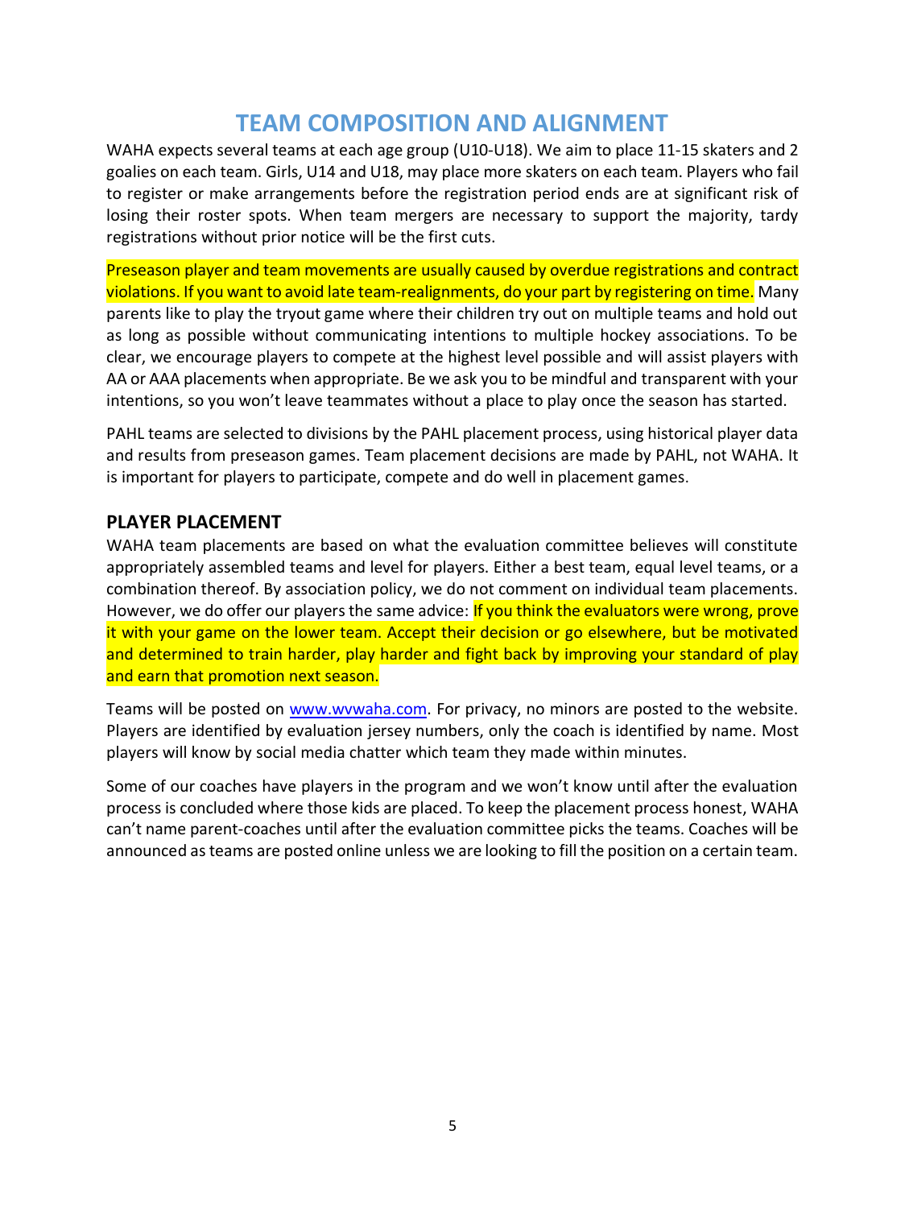# TEAM COMPOSITION AND ALIGNMENT

WAHA expects several teams at each age group (U10-U18). We aim to place 11-15 skaters and 2 goalies on each team. Girls, U14 and U18, may place more skaters on each team. Players who fail to register or make arrangements before the registration period ends are at significant risk of losing their roster spots. When team mergers are necessary to support the majority, tardy registrations without prior notice will be the first cuts.

Preseason player and team movements are usually caused by overdue registrations and contract violations. If you want to avoid late team-realignments, do your part by registering on time. Many parents like to play the tryout game where their children try out on multiple teams and hold out as long as possible without communicating intentions to multiple hockey associations. To be clear, we encourage players to compete at the highest level possible and will assist players with AA or AAA placements when appropriate. Be we ask you to be mindful and transparent with your intentions, so you won't leave teammates without a place to play once the season has started.

PAHL teams are selected to divisions by the PAHL placement process, using historical player data and results from preseason games. Team placement decisions are made by PAHL, not WAHA. It is important for players to participate, compete and do well in placement games.

## PLAYER PLACEMENT

WAHA team placements are based on what the evaluation committee believes will constitute appropriately assembled teams and level for players. Either a best team, equal level teams, or a combination thereof. By association policy, we do not comment on individual team placements. However, we do offer our players the same advice: If you think the evaluators were wrong, prove it with your game on the lower team. Accept their decision or go elsewhere, but be motivated and determined to train harder, play harder and fight back by improving your standard of play and earn that promotion next season.

Teams will be posted on [www.wvwaha.com](http://www.wvwaha.com). For privacy, no minors are posted to the website. Players are identified by evaluation jersey numbers, only the coach is identified by name. Most players will know by social media chatter which team they made within minutes.

Some of our coaches have players in the program and we won't know until after the evaluation process is concluded where those kids are placed. To keep the placement process honest, WAHA can't name parent-coaches until after the evaluation committee picks the teams. Coaches will be announced as teams are posted online unless we are looking to fill the position on a certain team.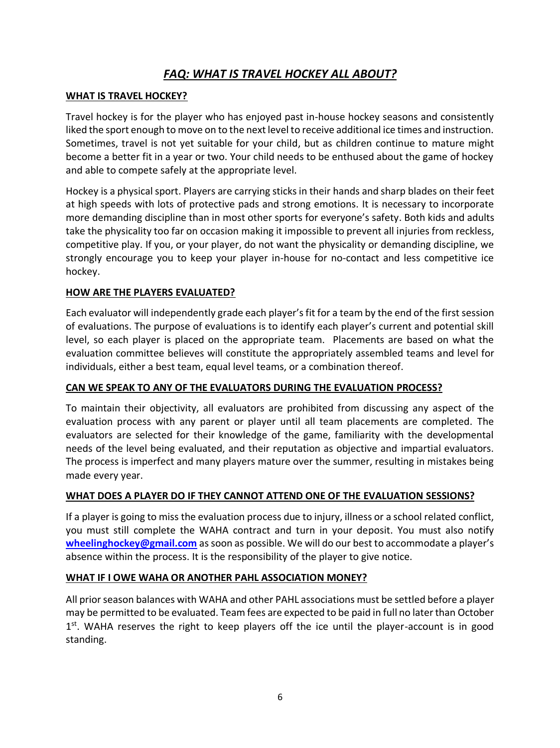# *FAQ: WHAT IS TRAVEL HOCKEY ALL ABOUT?*

## WHAT IS TRAVEL HOCKEY?

Travel hockey is for the player who has enjoyed past in-house hockey seasons and consistently liked the sport enough to move on to the next level to receive additional ice times and instruction. Sometimes, travel is not yet suitable for your child, but as children continue to mature might become a better fit in a year or two. Your child needs to be enthused about the game of hockey and able to compete safely at the appropriate level.

Hockey is a physical sport. Players are carrying sticks in their hands and sharp blades on their feet at high speeds with lots of protective pads and strong emotions. It is necessary to incorporate more demanding discipline than in most other sports for everyone's safety. Both kids and adults take the physicality too far on occasion making it impossible to prevent all injuries from reckless, competitive play. If you, or your player, do not want the physicality or demanding discipline, we strongly encourage you to keep your player in-house for no-contact and less competitive ice hockey.

## HOW ARE THE PLAYERS EVALUATED?

Each evaluator will independently grade each player's fit for a team by the end of the first session of evaluations. The purpose of evaluations is to identify each player's current and potential skill level, so each player is placed on the appropriate team. Placements are based on what the evaluation committee believes will constitute the appropriately assembled teams and level for individuals, either a best team, equal level teams, or a combination thereof.

## CAN WE SPEAK TO ANY OF THE EVALUATORS DURING THE EVALUATION PROCESS?

To maintain their objectivity, all evaluators are prohibited from discussing any aspect of the evaluation process with any parent or player until all team placements are completed. The evaluators are selected for their knowledge of the game, familiarity with the developmental needs of the level being evaluated, and their reputation as objective and impartial evaluators. The process is imperfect and many players mature over the summer, resulting in mistakes being made every year.

## WHAT DOES A PLAYER DO IF THEY CANNOT ATTEND ONE OF THE EVALUATION SESSIONS?

If a player is going to miss the evaluation process due to injury, illness or a school related conflict, you must still complete the WAHA contract and turn in your deposit. You must also notify **wheelinghockey@gmail.com** as soon as possible. We will do our best to accommodate a player's absence within the process. It is the responsibility of the player to give notice.

## WHAT IF I OWE WAHA OR ANOTHER PAHL ASSOCIATION MONEY?

All prior season balances with WAHA and other PAHL associations must be settled before a player may be permitted to be evaluated. Team fees are expected to be paid in full no later than October 1st. WAHA reserves the right to keep players off the ice until the player-account is in good standing.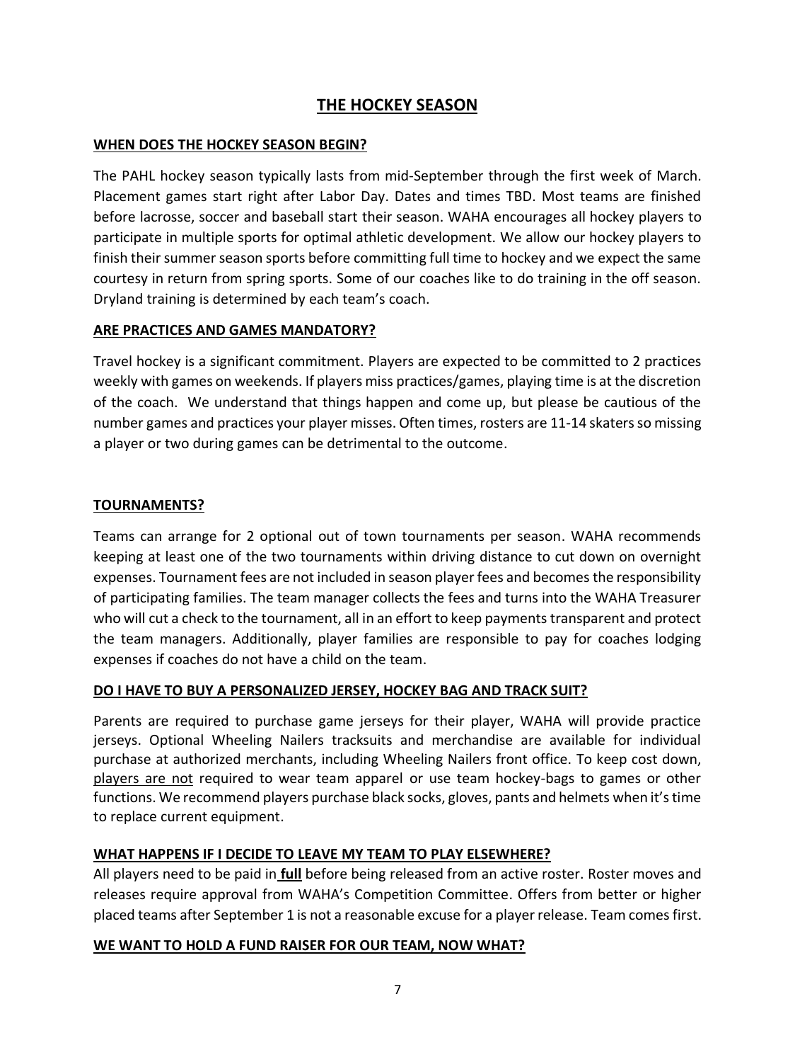## THE HOCKEY SEASON

### WHEN DOES THE HOCKEY SEASON BEGIN?

The PAHL hockey season typically lasts from mid-September through the first week of March. Placement games start right after Labor Day. Dates and times TBD. Most teams are finished before lacrosse, soccer and baseball start their season. WAHA encourages all hockey players to participate in multiple sports for optimal athletic development. We allow our hockey players to finish their summer season sports before committing full time to hockey and we expect the same courtesy in return from spring sports. Some of our coaches like to do training in the off season. Dryland training is determined by each team's coach.

### ARE PRACTICES AND GAMES MANDATORY?

Travel hockey is a significant commitment. Players are expected to be committed to 2 practices weekly with games on weekends. If players miss practices/games, playing time is at the discretion of the coach. We understand that things happen and come up, but please be cautious of the number games and practices your player misses. Often times, rosters are 11-14 skaters so missing a player or two during games can be detrimental to the outcome.

### TOURNAMENTS?

Teams can arrange for 2 optional out of town tournaments per season. WAHA recommends keeping at least one of the two tournaments within driving distance to cut down on overnight expenses. Tournament fees are not included in season player fees and becomes the responsibility of participating families. The team manager collects the fees and turns into the WAHA Treasurer who will cut a check to the tournament, all in an effort to keep payments transparent and protect the team managers. Additionally, player families are responsible to pay for coaches lodging expenses if coaches do not have a child on the team.

### DO I HAVE TO BUY A PERSONALIZED JERSEY, HOCKEY BAG AND TRACK SUIT?

Parents are required to purchase game jerseys for their player, WAHA will provide practice jerseys. Optional Wheeling Nailers tracksuits and merchandise are available for individual purchase at authorized merchants, including Wheeling Nailers front office. To keep cost down, players are not required to wear team apparel or use team hockey-bags to games or other functions. We recommend players purchase black socks, gloves, pants and helmets when it's time to replace current equipment.

### WHAT HAPPENS IF I DECIDE TO LEAVE MY TEAM TO PLAY ELSEWHERE?

All players need to be paid in **full** before being released from an active roster. Roster moves and releases require approval from WAHA's Competition Committee. Offers from better or higher placed teams after September 1 is not a reasonable excuse for a player release. Team comes first.

### WE WANT TO HOLD A FUND RAISER FOR OUR TEAM, NOW WHAT?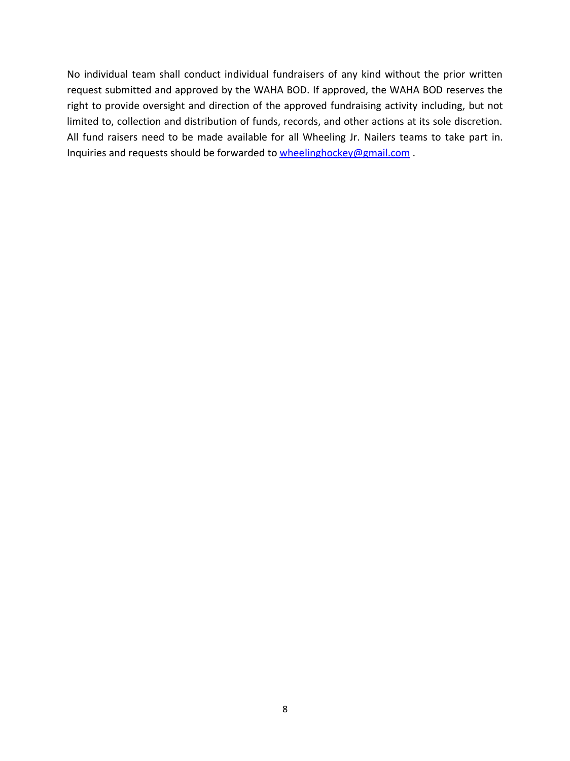No individual team shall conduct individual fundraisers of any kind without the prior written request submitted and approved by the WAHA BOD. If approved, the WAHA BOD reserves the right to provide oversight and direction of the approved fundraising activity including, but not limited to, collection and distribution of funds, records, and other actions at its sole discretion. All fund raisers need to be made available for all Wheeling Jr. Nailers teams to take part in. Inquiries and requests should be forwarded to wheelinghockey@gmail.com .